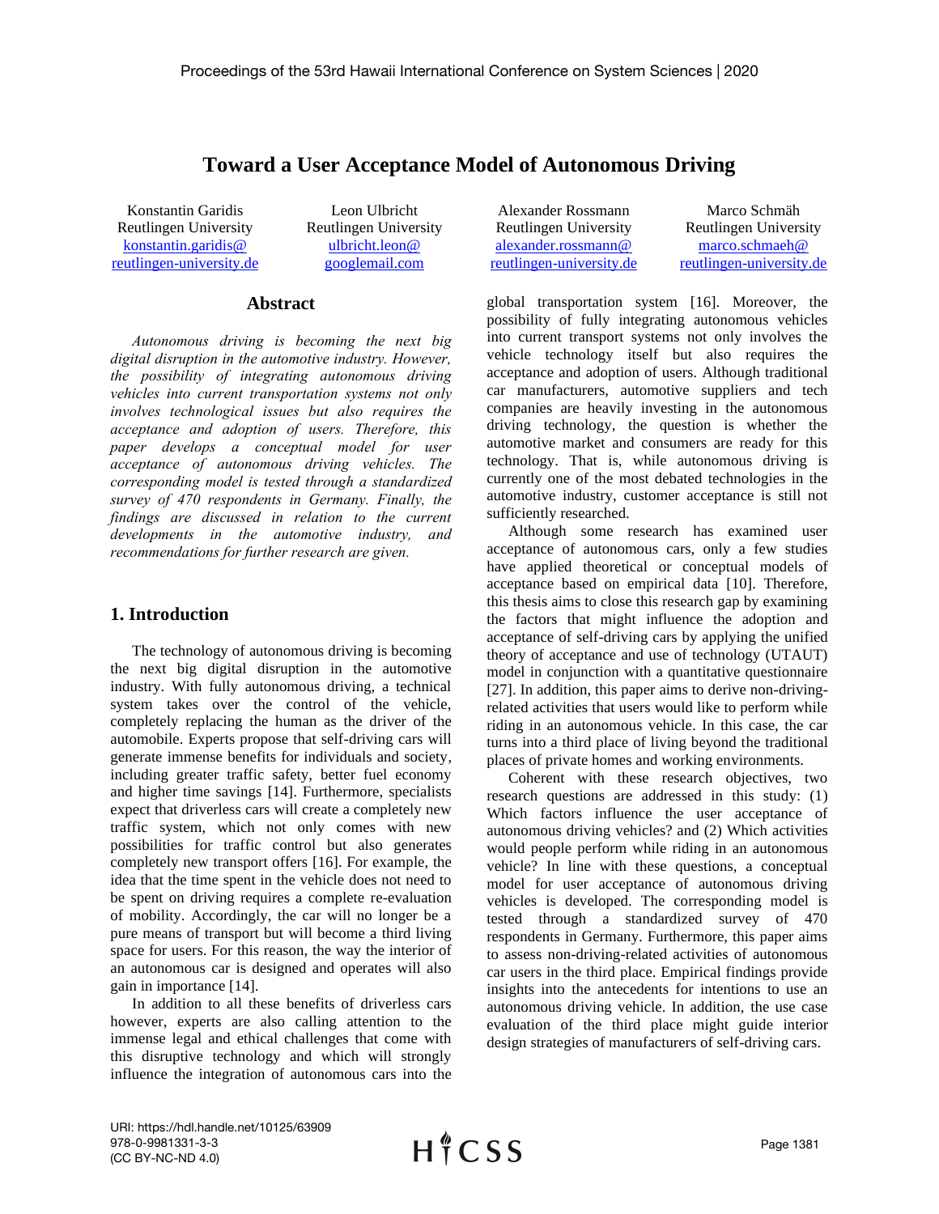# Toward a User Acceptance Model of Autonomous Driving

Konstantin Garidis
Reutlingen University
konstantin.garidis@reutlingen-university.de

Leon Ulbricht
Reutlingen University
ulbricht.leon@googlemail.com

Alexander Rossmann
Reutlingen University
alexander.rossmann@reutlingen-university.de

Marco Schmäh
Reutlingen University
marco.schmaeh@reutlingen-university.de

## Abstract

*Autonomous driving is becoming the next big digital disruption in the automotive industry. However, the possibility of integrating autonomous driving vehicles into current transportation systems not only involves technological issues but also requires the acceptance and adoption of users. Therefore, this paper develops a conceptual model for user acceptance of autonomous driving vehicles. The corresponding model is tested through a standardized survey of 470 respondents in Germany. Finally, the findings are discussed in relation to the current developments in the automotive industry, and recommendations for further research are given.*

## 1. Introduction

The technology of autonomous driving is becoming the next big digital disruption in the automotive industry. With fully autonomous driving, a technical system takes over the control of the vehicle, completely replacing the human as the driver of the automobile. Experts propose that self-driving cars will generate immense benefits for individuals and society, including greater traffic safety, better fuel economy and higher time savings [14]. Furthermore, specialists expect that driverless cars will create a completely new traffic system, which not only comes with new possibilities for traffic control but also generates completely new transport offers [16]. For example, the idea that the time spent in the vehicle does not need to be spent on driving requires a complete re-evaluation of mobility. Accordingly, the car will no longer be a pure means of transport but will become a third living space for users. For this reason, the way the interior of an autonomous car is designed and operates will also gain in importance [14].

In addition to all these benefits of driverless cars however, experts are also calling attention to the immense legal and ethical challenges that come with this disruptive technology and which will strongly influence the integration of autonomous cars into the global transportation system [16]. Moreover, the possibility of fully integrating autonomous vehicles into current transport systems not only involves the vehicle technology itself but also requires the acceptance and adoption of users. Although traditional car manufacturers, automotive suppliers and tech companies are heavily investing in the autonomous driving technology, the question is whether the automotive market and consumers are ready for this technology. That is, while autonomous driving is currently one of the most debated technologies in the automotive industry, customer acceptance is still not sufficiently researched.

Although some research has examined user acceptance of autonomous cars, only a few studies have applied theoretical or conceptual models of acceptance based on empirical data [10]. Therefore, this thesis aims to close this research gap by examining the factors that might influence the adoption and acceptance of self-driving cars by applying the unified theory of acceptance and use of technology (UTAUT) model in conjunction with a quantitative questionnaire [27]. In addition, this paper aims to derive non-driving-related activities that users would like to perform while riding in an autonomous vehicle. In this case, the car turns into a third place of living beyond the traditional places of private homes and working environments.

Coherent with these research objectives, two research questions are addressed in this study: (1) Which factors influence the user acceptance of autonomous driving vehicles? and (2) Which activities would people perform while riding in an autonomous vehicle? In line with these questions, a conceptual model for user acceptance of autonomous driving vehicles is developed. The corresponding model is tested through a standardized survey of 470 respondents in Germany. Furthermore, this paper aims to assess non-driving-related activities of autonomous car users in the third place. Empirical findings provide insights into the antecedents for intentions to use an autonomous driving vehicle. In addition, the use case evaluation of the third place might guide interior design strategies of manufacturers of self-driving cars.

URI: https://hdl.handle.net/10125/63909
978-0-9981331-3-3
(CC BY-NC-ND 4.0)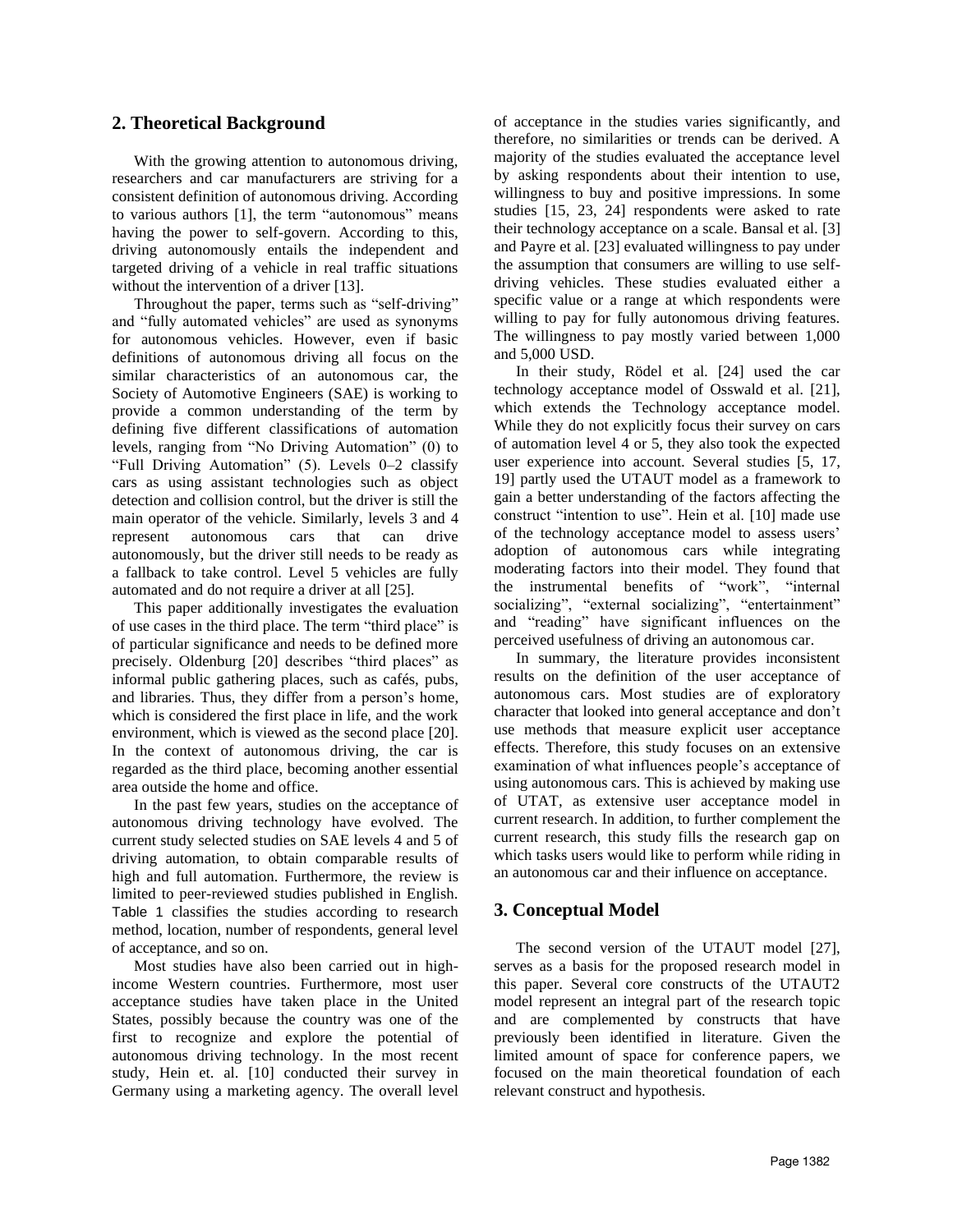## 2. Theoretical Background

With the growing attention to autonomous driving, researchers and car manufacturers are striving for a consistent definition of autonomous driving. According to various authors [1], the term "autonomous" means having the power to self-govern. According to this, driving autonomously entails the independent and targeted driving of a vehicle in real traffic situations without the intervention of a driver [13].

Throughout the paper, terms such as "self-driving" and "fully automated vehicles" are used as synonyms for autonomous vehicles. However, even if basic definitions of autonomous driving all focus on the similar characteristics of an autonomous car, the Society of Automotive Engineers (SAE) is working to provide a common understanding of the term by defining five different classifications of automation levels, ranging from "No Driving Automation" (0) to "Full Driving Automation" (5). Levels 0–2 classify cars as using assistant technologies such as object detection and collision control, but the driver is still the main operator of the vehicle. Similarly, levels 3 and 4 represent autonomous cars that can drive autonomously, but the driver still needs to be ready as a fallback to take control. Level 5 vehicles are fully automated and do not require a driver at all [25].

This paper additionally investigates the evaluation of use cases in the third place. The term "third place" is of particular significance and needs to be defined more precisely. Oldenburg [20] describes "third places" as informal public gathering places, such as cafés, pubs, and libraries. Thus, they differ from a person's home, which is considered the first place in life, and the work environment, which is viewed as the second place [20]. In the context of autonomous driving, the car is regarded as the third place, becoming another essential area outside the home and office.

In the past few years, studies on the acceptance of autonomous driving technology have evolved. The current study selected studies on SAE levels 4 and 5 of driving automation, to obtain comparable results of high and full automation. Furthermore, the review is limited to peer-reviewed studies published in English. Table 1 classifies the studies according to research method, location, number of respondents, general level of acceptance, and so on.

Most studies have also been carried out in high-income Western countries. Furthermore, most user acceptance studies have taken place in the United States, possibly because the country was one of the first to recognize and explore the potential of autonomous driving technology. In the most recent study, Hein et. al. [10] conducted their survey in Germany using a marketing agency. The overall level of acceptance in the studies varies significantly, and therefore, no similarities or trends can be derived. A majority of the studies evaluated the acceptance level by asking respondents about their intention to use, willingness to buy and positive impressions. In some studies [15, 23, 24] respondents were asked to rate their technology acceptance on a scale. Bansal et al. [3] and Payre et al. [23] evaluated willingness to pay under the assumption that consumers are willing to use self-driving vehicles. These studies evaluated either a specific value or a range at which respondents were willing to pay for fully autonomous driving features. The willingness to pay mostly varied between 1,000 and 5,000 USD.

In their study, Rödel et al. [24] used the car technology acceptance model of Osswald et al. [21], which extends the Technology acceptance model. While they do not explicitly focus their survey on cars of automation level 4 or 5, they also took the expected user experience into account. Several studies [5, 17, 19] partly used the UTAUT model as a framework to gain a better understanding of the factors affecting the construct "intention to use". Hein et al. [10] made use of the technology acceptance model to assess users' adoption of autonomous cars while integrating moderating factors into their model. They found that the instrumental benefits of "work", "internal socializing", "external socializing", "entertainment" and "reading" have significant influences on the perceived usefulness of driving an autonomous car.

In summary, the literature provides inconsistent results on the definition of the user acceptance of autonomous cars. Most studies are of exploratory character that looked into general acceptance and don't use methods that measure explicit user acceptance effects. Therefore, this study focuses on an extensive examination of what influences people's acceptance of using autonomous cars. This is achieved by making use of UTAT, as extensive user acceptance model in current research. In addition, to further complement the current research, this study fills the research gap on which tasks users would like to perform while riding in an autonomous car and their influence on acceptance.

## 3. Conceptual Model

The second version of the UTAUT model [27], serves as a basis for the proposed research model in this paper. Several core constructs of the UTAUT2 model represent an integral part of the research topic and are complemented by constructs that have previously been identified in literature. Given the limited amount of space for conference papers, we focused on the main theoretical foundation of each relevant construct and hypothesis.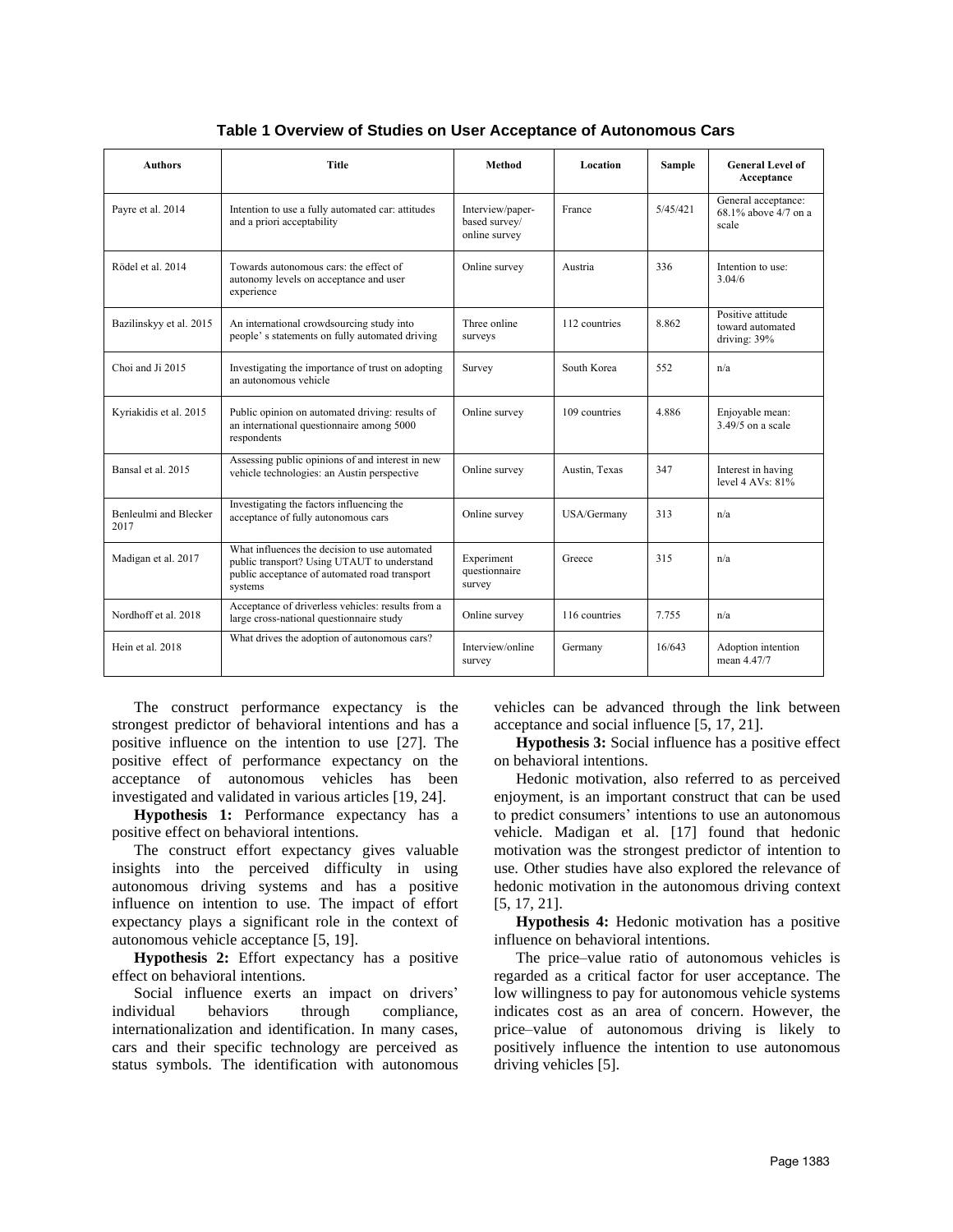**Table 1 Overview of Studies on User Acceptance of Autonomous Cars**

| Authors | Title | Method | Location | Sample | General Level of Acceptance |
|---|---|---|---|---|---|
| Payre et al. 2014 | Intention to use a fully automated car: attitudes and a priori acceptability | Interview/paper-based survey/ online survey | France | 5/45/421 | General acceptance: 68.1% above 4/7 on a scale |
| Rödel et al. 2014 | Towards autonomous cars: the effect of autonomy levels on acceptance and user experience | Online survey | Austria | 336 | Intention to use: 3.04/6 |
| Bazilinskyy et al. 2015 | An international crowdsourcing study into people' s statements on fully automated driving | Three online surveys | 112 countries | 8.862 | Positive attitude toward automated driving: 39% |
| Choi and Ji 2015 | Investigating the importance of trust on adopting an autonomous vehicle | Survey | South Korea | 552 | n/a |
| Kyriakidis et al. 2015 | Public opinion on automated driving: results of an international questionnaire among 5000 respondents | Online survey | 109 countries | 4.886 | Enjoyable mean: 3.49/5 on a scale |
| Bansal et al. 2015 | Assessing public opinions of and interest in new vehicle technologies: an Austin perspective | Online survey | Austin, Texas | 347 | Interest in having level 4 AVs: 81% |
| Benleulmi and Blecker 2017 | Investigating the factors influencing the acceptance of fully autonomous cars | Online survey | USA/Germany | 313 | n/a |
| Madigan et al. 2017 | What influences the decision to use automated public transport? Using UTAUT to understand public acceptance of automated road transport systems | Experiment questionnaire survey | Greece | 315 | n/a |
| Nordhoff et al. 2018 | Acceptance of driverless vehicles: results from a large cross-national questionnaire study | Online survey | 116 countries | 7.755 | n/a |
| Hein et al. 2018 | What drives the adoption of autonomous cars? | Interview/online survey | Germany | 16/643 | Adoption intention mean 4.47/7 |

The construct performance expectancy is the strongest predictor of behavioral intentions and has a positive influence on the intention to use [27]. The positive effect of performance expectancy on the acceptance of autonomous vehicles has been investigated and validated in various articles [19, 24].

**Hypothesis 1:** Performance expectancy has a positive effect on behavioral intentions.

The construct effort expectancy gives valuable insights into the perceived difficulty in using autonomous driving systems and has a positive influence on intention to use. The impact of effort expectancy plays a significant role in the context of autonomous vehicle acceptance [5, 19].

**Hypothesis 2:** Effort expectancy has a positive effect on behavioral intentions.

Social influence exerts an impact on drivers' individual behaviors through compliance, internationalization and identification. In many cases, cars and their specific technology are perceived as status symbols. The identification with autonomous vehicles can be advanced through the link between acceptance and social influence [5, 17, 21].

**Hypothesis 3:** Social influence has a positive effect on behavioral intentions.

Hedonic motivation, also referred to as perceived enjoyment, is an important construct that can be used to predict consumers' intentions to use an autonomous vehicle. Madigan et al. [17] found that hedonic motivation was the strongest predictor of intention to use. Other studies have also explored the relevance of hedonic motivation in the autonomous driving context [5, 17, 21].

**Hypothesis 4:** Hedonic motivation has a positive influence on behavioral intentions.

The price–value ratio of autonomous vehicles is regarded as a critical factor for user acceptance. The low willingness to pay for autonomous vehicle systems indicates cost as an area of concern. However, the price–value of autonomous driving is likely to positively influence the intention to use autonomous driving vehicles [5].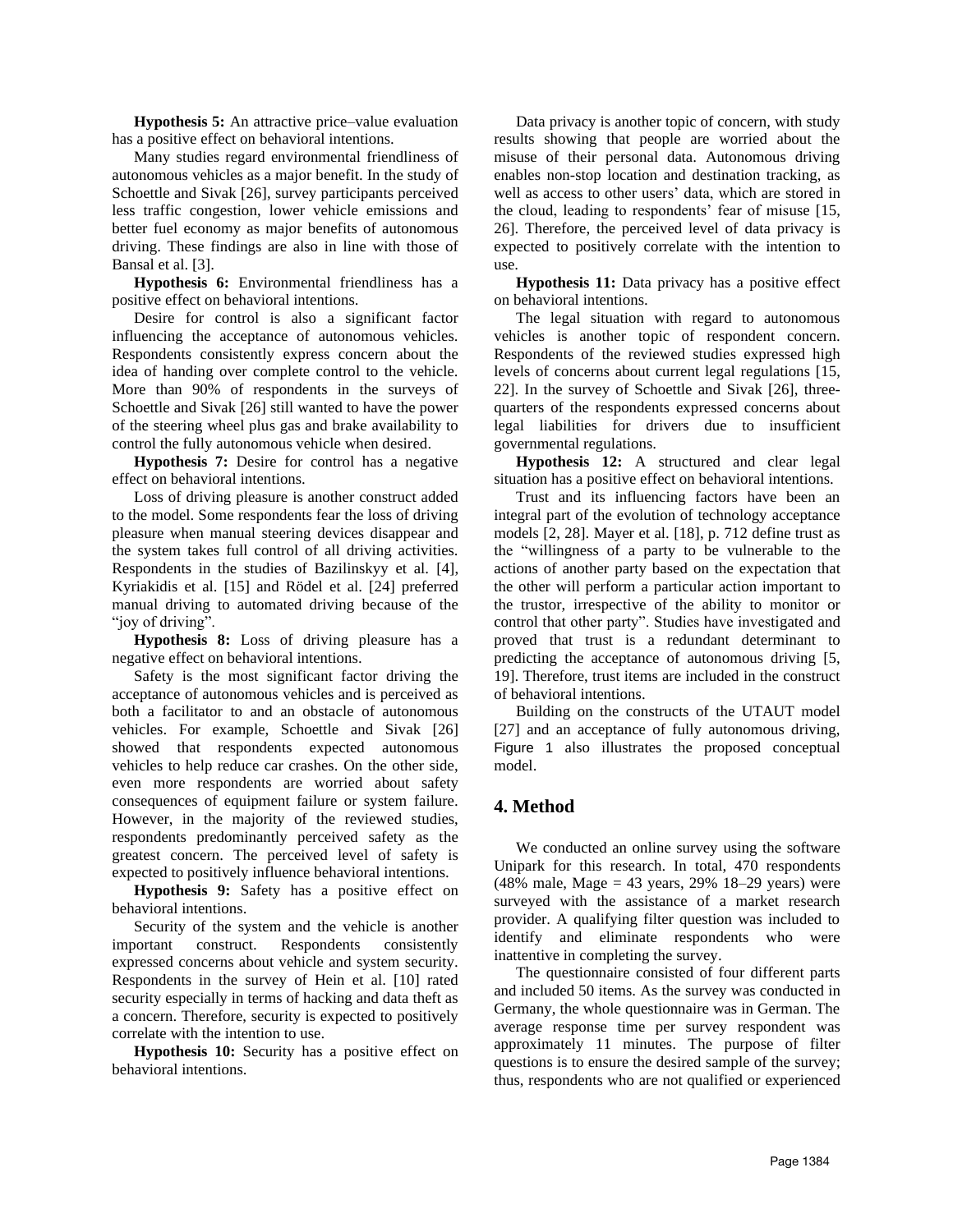**Hypothesis 5:** An attractive price–value evaluation has a positive effect on behavioral intentions.

Many studies regard environmental friendliness of autonomous vehicles as a major benefit. In the study of Schoettle and Sivak [26], survey participants perceived less traffic congestion, lower vehicle emissions and better fuel economy as major benefits of autonomous driving. These findings are also in line with those of Bansal et al. [3].

**Hypothesis 6:** Environmental friendliness has a positive effect on behavioral intentions.

Desire for control is also a significant factor influencing the acceptance of autonomous vehicles. Respondents consistently express concern about the idea of handing over complete control to the vehicle. More than 90% of respondents in the surveys of Schoettle and Sivak [26] still wanted to have the power of the steering wheel plus gas and brake availability to control the fully autonomous vehicle when desired.

**Hypothesis 7:** Desire for control has a negative effect on behavioral intentions.

Loss of driving pleasure is another construct added to the model. Some respondents fear the loss of driving pleasure when manual steering devices disappear and the system takes full control of all driving activities. Respondents in the studies of Bazilinskyy et al. [4], Kyriakidis et al. [15] and Rödel et al. [24] preferred manual driving to automated driving because of the "joy of driving".

**Hypothesis 8:** Loss of driving pleasure has a negative effect on behavioral intentions.

Safety is the most significant factor driving the acceptance of autonomous vehicles and is perceived as both a facilitator to and an obstacle of autonomous vehicles. For example, Schoettle and Sivak [26] showed that respondents expected autonomous vehicles to help reduce car crashes. On the other side, even more respondents are worried about safety consequences of equipment failure or system failure. However, in the majority of the reviewed studies, respondents predominantly perceived safety as the greatest concern. The perceived level of safety is expected to positively influence behavioral intentions.

**Hypothesis 9:** Safety has a positive effect on behavioral intentions.

Security of the system and the vehicle is another important construct. Respondents consistently expressed concerns about vehicle and system security. Respondents in the survey of Hein et al. [10] rated security especially in terms of hacking and data theft as a concern. Therefore, security is expected to positively correlate with the intention to use.

**Hypothesis 10:** Security has a positive effect on behavioral intentions.

Data privacy is another topic of concern, with study results showing that people are worried about the misuse of their personal data. Autonomous driving enables non-stop location and destination tracking, as well as access to other users' data, which are stored in the cloud, leading to respondents' fear of misuse [15, 26]. Therefore, the perceived level of data privacy is expected to positively correlate with the intention to use.

**Hypothesis 11:** Data privacy has a positive effect on behavioral intentions.

The legal situation with regard to autonomous vehicles is another topic of respondent concern. Respondents of the reviewed studies expressed high levels of concerns about current legal regulations [15, 22]. In the survey of Schoettle and Sivak [26], three-quarters of the respondents expressed concerns about legal liabilities for drivers due to insufficient governmental regulations.

**Hypothesis 12:** A structured and clear legal situation has a positive effect on behavioral intentions.

Trust and its influencing factors have been an integral part of the evolution of technology acceptance models [2, 28]. Mayer et al. [18], p. 712 define trust as the "willingness of a party to be vulnerable to the actions of another party based on the expectation that the other will perform a particular action important to the trustor, irrespective of the ability to monitor or control that other party". Studies have investigated and proved that trust is a redundant determinant to predicting the acceptance of autonomous driving [5, 19]. Therefore, trust items are included in the construct of behavioral intentions.

Building on the constructs of the UTAUT model [27] and an acceptance of fully autonomous driving, Figure 1 also illustrates the proposed conceptual model.

## 4. Method

We conducted an online survey using the software Unipark for this research. In total, 470 respondents (48% male, Mage = 43 years, 29% 18–29 years) were surveyed with the assistance of a market research provider. A qualifying filter question was included to identify and eliminate respondents who were inattentive in completing the survey.

The questionnaire consisted of four different parts and included 50 items. As the survey was conducted in Germany, the whole questionnaire was in German. The average response time per survey respondent was approximately 11 minutes. The purpose of filter questions is to ensure the desired sample of the survey; thus, respondents who are not qualified or experienced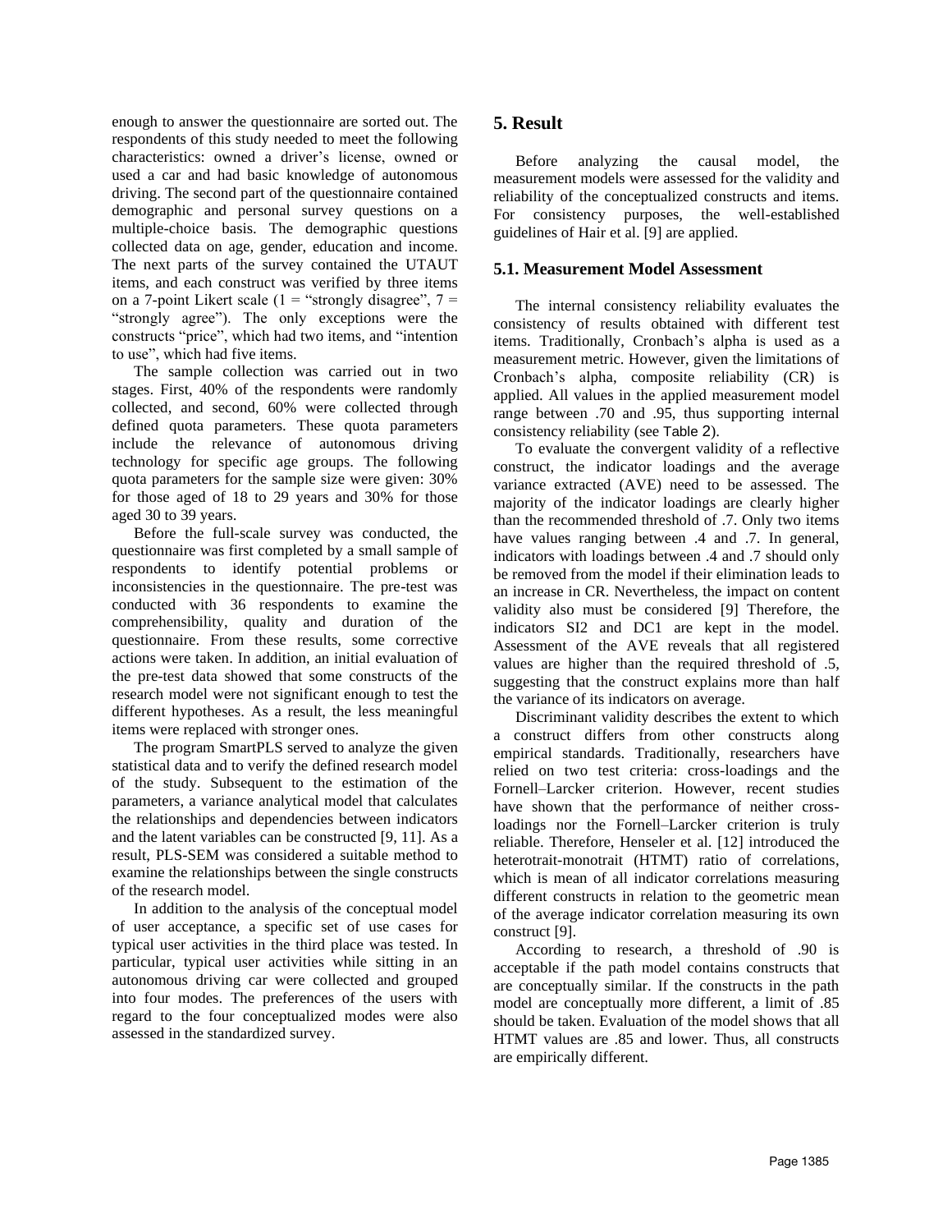enough to answer the questionnaire are sorted out. The respondents of this study needed to meet the following characteristics: owned a driver's license, owned or used a car and had basic knowledge of autonomous driving. The second part of the questionnaire contained demographic and personal survey questions on a multiple-choice basis. The demographic questions collected data on age, gender, education and income. The next parts of the survey contained the UTAUT items, and each construct was verified by three items on a 7-point Likert scale (1 = "strongly disagree", 7 = "strongly agree"). The only exceptions were the constructs "price", which had two items, and "intention to use", which had five items.

The sample collection was carried out in two stages. First, 40% of the respondents were randomly collected, and second, 60% were collected through defined quota parameters. These quota parameters include the relevance of autonomous driving technology for specific age groups. The following quota parameters for the sample size were given: 30% for those aged of 18 to 29 years and 30% for those aged 30 to 39 years.

Before the full-scale survey was conducted, the questionnaire was first completed by a small sample of respondents to identify potential problems or inconsistencies in the questionnaire. The pre-test was conducted with 36 respondents to examine the comprehensibility, quality and duration of the questionnaire. From these results, some corrective actions were taken. In addition, an initial evaluation of the pre-test data showed that some constructs of the research model were not significant enough to test the different hypotheses. As a result, the less meaningful items were replaced with stronger ones.

The program SmartPLS served to analyze the given statistical data and to verify the defined research model of the study. Subsequent to the estimation of the parameters, a variance analytical model that calculates the relationships and dependencies between indicators and the latent variables can be constructed [9, 11]. As a result, PLS-SEM was considered a suitable method to examine the relationships between the single constructs of the research model.

In addition to the analysis of the conceptual model of user acceptance, a specific set of use cases for typical user activities in the third place was tested. In particular, typical user activities while sitting in an autonomous driving car were collected and grouped into four modes. The preferences of the users with regard to the four conceptualized modes were also assessed in the standardized survey.

## 5. Result

Before analyzing the causal model, the measurement models were assessed for the validity and reliability of the conceptualized constructs and items. For consistency purposes, the well-established guidelines of Hair et al. [9] are applied.

### 5.1. Measurement Model Assessment

The internal consistency reliability evaluates the consistency of results obtained with different test items. Traditionally, Cronbach's alpha is used as a measurement metric. However, given the limitations of Cronbach's alpha, composite reliability (CR) is applied. All values in the applied measurement model range between .70 and .95, thus supporting internal consistency reliability (see Table 2).

To evaluate the convergent validity of a reflective construct, the indicator loadings and the average variance extracted (AVE) need to be assessed. The majority of the indicator loadings are clearly higher than the recommended threshold of .7. Only two items have values ranging between .4 and .7. In general, indicators with loadings between .4 and .7 should only be removed from the model if their elimination leads to an increase in CR. Nevertheless, the impact on content validity also must be considered [9] Therefore, the indicators SI2 and DC1 are kept in the model. Assessment of the AVE reveals that all registered values are higher than the required threshold of .5, suggesting that the construct explains more than half the variance of its indicators on average.

Discriminant validity describes the extent to which a construct differs from other constructs along empirical standards. Traditionally, researchers have relied on two test criteria: cross-loadings and the Fornell–Larcker criterion. However, recent studies have shown that the performance of neither cross-loadings nor the Fornell–Larcker criterion is truly reliable. Therefore, Henseler et al. [12] introduced the heterotrait-monotrait (HTMT) ratio of correlations, which is mean of all indicator correlations measuring different constructs in relation to the geometric mean of the average indicator correlation measuring its own construct [9].

According to research, a threshold of .90 is acceptable if the path model contains constructs that are conceptually similar. If the constructs in the path model are conceptually more different, a limit of .85 should be taken. Evaluation of the model shows that all HTMT values are .85 and lower. Thus, all constructs are empirically different.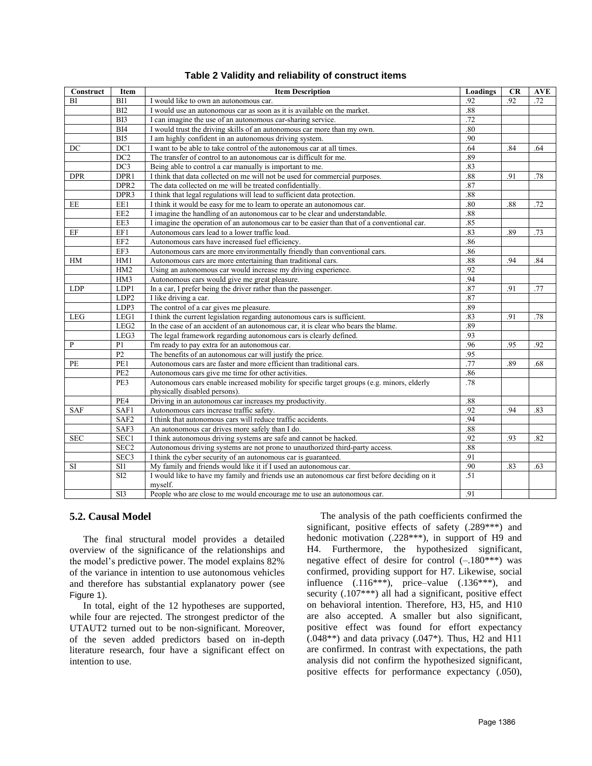**Table 2 Validity and reliability of construct items**

| Construct | Item | Item Description | Loadings | CR | AVE |
|---|---|---|---|---|---|
| BI | BI1 | I would like to own an autonomous car. | .92 | .92 | .72 |
| | BI2 | I would use an autonomous car as soon as it is available on the market. | .88 | | |
| | BI3 | I can imagine the use of an autonomous car-sharing service. | .72 | | |
| | BI4 | I would trust the driving skills of an autonomous car more than my own. | .80 | | |
| | BI5 | I am highly confident in an autonomous driving system. | .90 | | |
| DC | DC1 | I want to be able to take control of the autonomous car at all times. | .64 | .84 | .64 |
| | DC2 | The transfer of control to an autonomous car is difficult for me. | .89 | | |
| | DC3 | Being able to control a car manually is important to me. | .83 | | |
| DPR | DPR1 | I think that data collected on me will not be used for commercial purposes. | .88 | .91 | .78 |
| | DPR2 | The data collected on me will be treated confidentially. | .87 | | |
| | DPR3 | I think that legal regulations will lead to sufficient data protection. | .88 | | |
| EE | EE1 | I think it would be easy for me to learn to operate an autonomous car. | .80 | .88 | .72 |
| | EE2 | I imagine the handling of an autonomous car to be clear and understandable. | .88 | | |
| | EE3 | I imagine the operation of an autonomous car to be easier than that of a conventional car. | .85 | | |
| EF | EF1 | Autonomous cars lead to a lower traffic load. | .83 | .89 | .73 |
| | EF2 | Autonomous cars have increased fuel efficiency. | .86 | | |
| | EF3 | Autonomous cars are more environmentally friendly than conventional cars. | .86 | | |
| HM | HM1 | Autonomous cars are more entertaining than traditional cars. | .88 | .94 | .84 |
| | HM2 | Using an autonomous car would increase my driving experience. | .92 | | |
| | HM3 | Autonomous cars would give me great pleasure. | .94 | | |
| LDP | LDP1 | In a car, I prefer being the driver rather than the passenger. | .87 | .91 | .77 |
| | LDP2 | I like driving a car. | .87 | | |
| | LDP3 | The control of a car gives me pleasure. | .89 | | |
| LEG | LEG1 | I think the current legislation regarding autonomous cars is sufficient. | .83 | .91 | .78 |
| | LEG2 | In the case of an accident of an autonomous car, it is clear who bears the blame. | .89 | | |
| | LEG3 | The legal framework regarding autonomous cars is clearly defined. | .93 | | |
| P | P1 | I'm ready to pay extra for an autonomous car. | .96 | .95 | .92 |
| | P2 | The benefits of an autonomous car will justify the price. | .95 | | |
| PE | PE1 | Autonomous cars are faster and more efficient than traditional cars. | .77 | .89 | .68 |
| | PE2 | Autonomous cars give me time for other activities. | .86 | | |
| | PE3 | Autonomous cars enable increased mobility for specific target groups (e.g. minors, elderly physically disabled persons). | .78 | | |
| | PE4 | Driving in an autonomous car increases my productivity. | .88 | | |
| SAF | SAF1 | Autonomous cars increase traffic safety. | .92 | .94 | .83 |
| | SAF2 | I think that autonomous cars will reduce traffic accidents. | .94 | | |
| | SAF3 | An autonomous car drives more safely than I do. | .88 | | |
| SEC | SEC1 | I think autonomous driving systems are safe and cannot be hacked. | .92 | .93 | .82 |
| | SEC2 | Autonomous driving systems are not prone to unauthorized third-party access. | .88 | | |
| | SEC3 | I think the cyber security of an autonomous car is guaranteed. | .91 | | |
| SI | SI1 | My family and friends would like it if I used an autonomous car. | .90 | .83 | .63 |
| | SI2 | I would like to have my family and friends use an autonomous car first before deciding on it myself. | .51 | | |
| | SI3 | People who are close to me would encourage me to use an autonomous car. | .91 | | |

## 5.2. Causal Model

The final structural model provides a detailed overview of the significance of the relationships and the model's predictive power. The model explains 82% of the variance in intention to use autonomous vehicles and therefore has substantial explanatory power (see Figure 1).

In total, eight of the 12 hypotheses are supported, while four are rejected. The strongest predictor of the UTAUT2 turned out to be non-significant. Moreover, of the seven added predictors based on in-depth literature research, four have a significant effect on intention to use.

The analysis of the path coefficients confirmed the significant, positive effects of safety (.289***) and hedonic motivation (.228***), in support of H9 and H4. Furthermore, the hypothesized significant, negative effect of desire for control (–.180***) was confirmed, providing support for H7. Likewise, social influence (.116***), price–value (.136***), and security (.107***) all had a significant, positive effect on behavioral intention. Therefore, H3, H5, and H10 are also accepted. A smaller but also significant, positive effect was found for effort expectancy (.048**) and data privacy (.047*). Thus, H2 and H11 are confirmed. In contrast with expectations, the path analysis did not confirm the hypothesized significant, positive effects for performance expectancy (.050),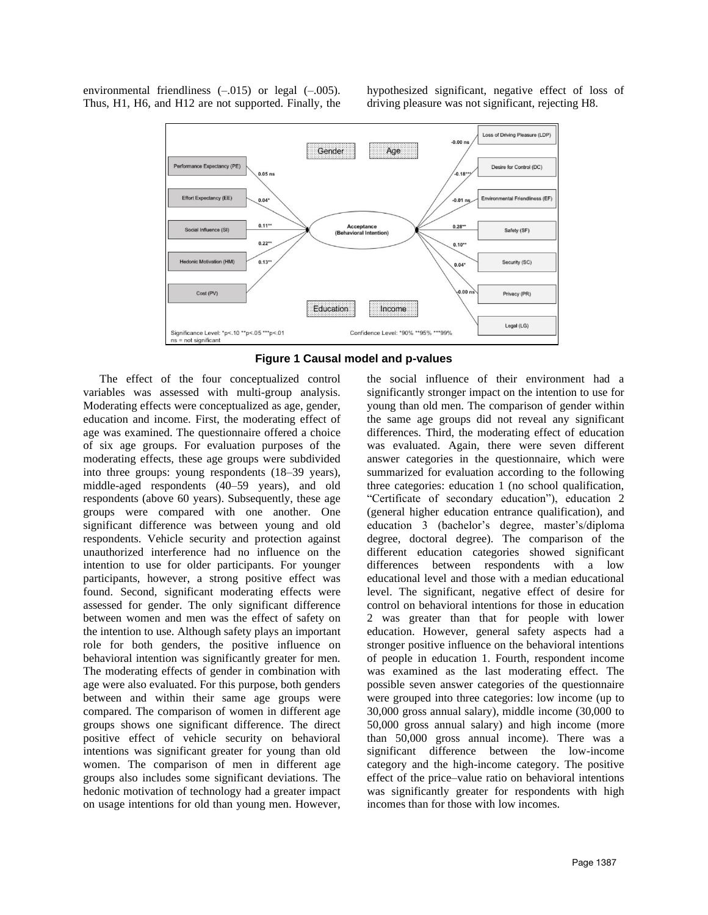environmental friendliness (–.015) or legal (–.005). Thus, H1, H6, and H12 are not supported. Finally, the hypothesized significant, negative effect of loss of driving pleasure was not significant, rejecting H8.

**Figure 1 Causal model and p-values**

The effect of the four conceptualized control variables was assessed with multi-group analysis. Moderating effects were conceptualized as age, gender, education and income. First, the moderating effect of age was examined. The questionnaire offered a choice of six age groups. For evaluation purposes of the moderating effects, these age groups were subdivided into three groups: young respondents (18–39 years), middle-aged respondents (40–59 years), and old respondents (above 60 years). Subsequently, these age groups were compared with one another. One significant difference was between young and old respondents. Vehicle security and protection against unauthorized interference had no influence on the intention to use for older participants. For younger participants, however, a strong positive effect was found. Second, significant moderating effects were assessed for gender. The only significant difference between women and men was the effect of safety on the intention to use. Although safety plays an important role for both genders, the positive influence on behavioral intention was significantly greater for men. The moderating effects of gender in combination with age were also evaluated. For this purpose, both genders between and within their same age groups were compared. The comparison of women in different age groups shows one significant difference. The direct positive effect of vehicle security on behavioral intentions was significant greater for young than old women. The comparison of men in different age groups also includes some significant deviations. The hedonic motivation of technology had a greater impact on usage intentions for old than young men. However, the social influence of their environment had a significantly stronger impact on the intention to use for young than old men. The comparison of gender within the same age groups did not reveal any significant differences. Third, the moderating effect of education was evaluated. Again, there were seven different answer categories in the questionnaire, which were summarized for evaluation according to the following three categories: education 1 (no school qualification, "Certificate of secondary education"), education 2 (general higher education entrance qualification), and education 3 (bachelor's degree, master's/diploma degree, doctoral degree). The comparison of the different education categories showed significant differences between respondents with a low educational level and those with a median educational level. The significant, negative effect of desire for control on behavioral intentions for those in education 2 was greater than that for people with lower education. However, general safety aspects had a stronger positive influence on the behavioral intentions of people in education 1. Fourth, respondent income was examined as the last moderating effect. The possible seven answer categories of the questionnaire were grouped into three categories: low income (up to 30,000 gross annual salary), middle income (30,000 to 50,000 gross annual salary) and high income (more than 50,000 gross annual income). There was a significant difference between the low-income category and the high-income category. The positive effect of the price–value ratio on behavioral intentions was significantly greater for respondents with high incomes than for those with low incomes.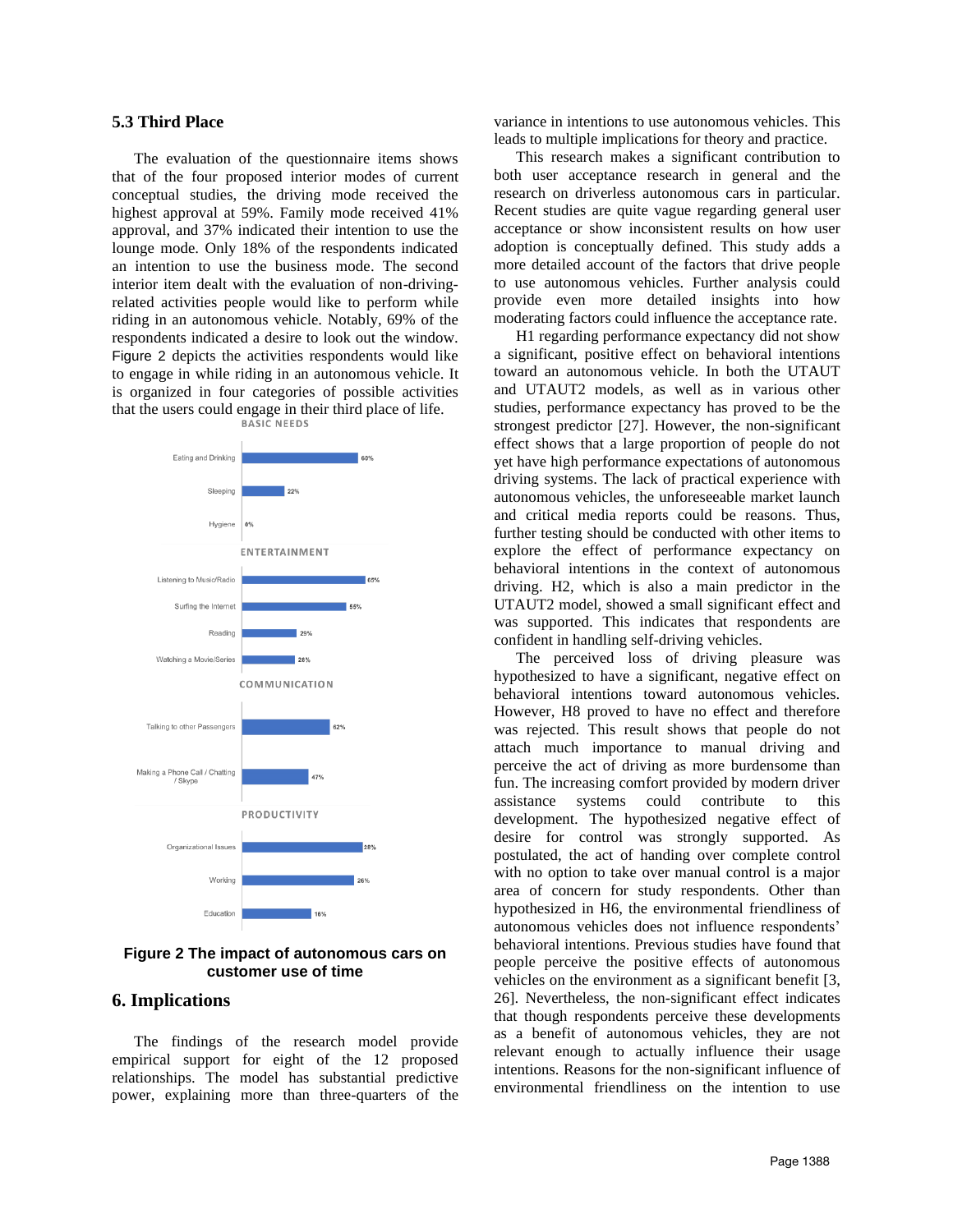### 5.3 Third Place

The evaluation of the questionnaire items shows that of the four proposed interior modes of current conceptual studies, the driving mode received the highest approval at 59%. Family mode received 41% approval, and 37% indicated their intention to use the lounge mode. Only 18% of the respondents indicated an intention to use the business mode. The second interior item dealt with the evaluation of non-driving-related activities people would like to perform while riding in an autonomous vehicle. Notably, 69% of the respondents indicated a desire to look out the window. Figure 2 depicts the activities respondents would like to engage in while riding in an autonomous vehicle. It is organized in four categories of possible activities that the users could engage in their third place of life.

BASIC NEEDS

- Eating and Drinking: 60%
- Sleeping: 22%
- Hygiene: 0%

ENTERTAINMENT

- Listening to Music/Radio: 65%
- Surfing the Internet: 55%
- Reading: 29%
- Watching a Movie/Series: 28%

COMMUNICATION

- Talking to other Passengers: 62%
- Making a Phone Call / Chatting / Skype: 47%

PRODUCTIVITY

- Organizational Issues: 28%
- Working: 26%
- Education: 16%

**Figure 2 The impact of autonomous cars on customer use of time**

## 6. Implications

The findings of the research model provide empirical support for eight of the 12 proposed relationships. The model has substantial predictive power, explaining more than three-quarters of the variance in intentions to use autonomous vehicles. This leads to multiple implications for theory and practice.

This research makes a significant contribution to both user acceptance research in general and the research on driverless autonomous cars in particular. Recent studies are quite vague regarding general user acceptance or show inconsistent results on how user adoption is conceptually defined. This study adds a more detailed account of the factors that drive people to use autonomous vehicles. Further analysis could provide even more detailed insights into how moderating factors could influence the acceptance rate.

H1 regarding performance expectancy did not show a significant, positive effect on behavioral intentions toward an autonomous vehicle. In both the UTAUT and UTAUT2 models, as well as in various other studies, performance expectancy has proved to be the strongest predictor [27]. However, the non-significant effect shows that a large proportion of people do not yet have high performance expectations of autonomous driving systems. The lack of practical experience with autonomous vehicles, the unforeseeable market launch and critical media reports could be reasons. Thus, further testing should be conducted with other items to explore the effect of performance expectancy on behavioral intentions in the context of autonomous driving. H2, which is also a main predictor in the UTAUT2 model, showed a small significant effect and was supported. This indicates that respondents are confident in handling self-driving vehicles.

The perceived loss of driving pleasure was hypothesized to have a significant, negative effect on behavioral intentions toward autonomous vehicles. However, H8 proved to have no effect and therefore was rejected. This result shows that people do not attach much importance to manual driving and perceive the act of driving as more burdensome than fun. The increasing comfort provided by modern driver assistance systems could contribute to this development. The hypothesized negative effect of desire for control was strongly supported. As postulated, the act of handing over complete control with no option to take over manual control is a major area of concern for study respondents. Other than hypothesized in H6, the environmental friendliness of autonomous vehicles does not influence respondents' behavioral intentions. Previous studies have found that people perceive the positive effects of autonomous vehicles on the environment as a significant benefit [3, 26]. Nevertheless, the non-significant effect indicates that though respondents perceive these developments as a benefit of autonomous vehicles, they are not relevant enough to actually influence their usage intentions. Reasons for the non-significant influence of environmental friendliness on the intention to use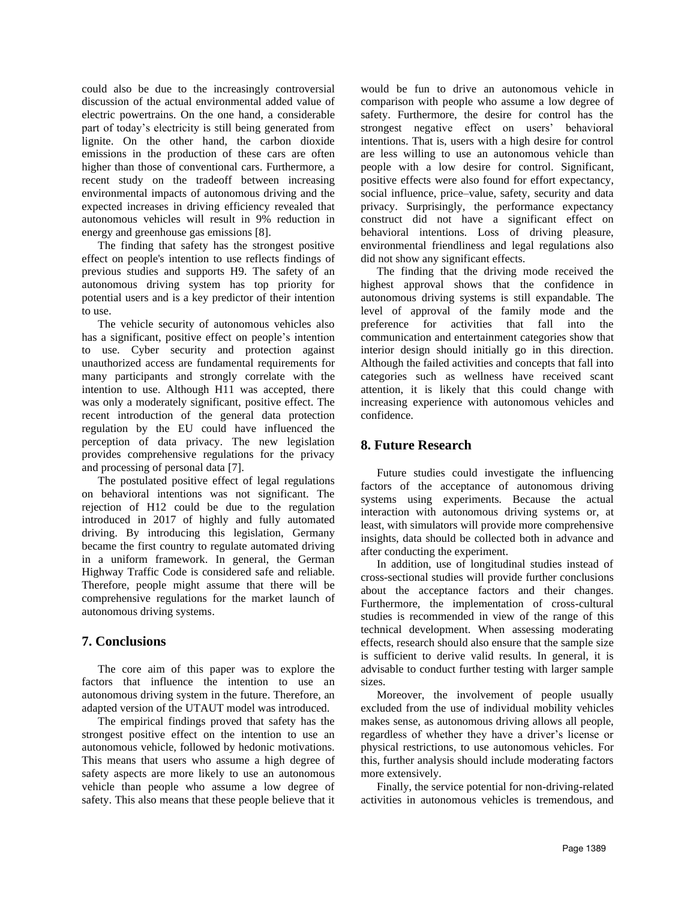could also be due to the increasingly controversial discussion of the actual environmental added value of electric powertrains. On the one hand, a considerable part of today's electricity is still being generated from lignite. On the other hand, the carbon dioxide emissions in the production of these cars are often higher than those of conventional cars. Furthermore, a recent study on the tradeoff between increasing environmental impacts of autonomous driving and the expected increases in driving efficiency revealed that autonomous vehicles will result in 9% reduction in energy and greenhouse gas emissions [8].

The finding that safety has the strongest positive effect on people's intention to use reflects findings of previous studies and supports H9. The safety of an autonomous driving system has top priority for potential users and is a key predictor of their intention to use.

The vehicle security of autonomous vehicles also has a significant, positive effect on people's intention to use. Cyber security and protection against unauthorized access are fundamental requirements for many participants and strongly correlate with the intention to use. Although H11 was accepted, there was only a moderately significant, positive effect. The recent introduction of the general data protection regulation by the EU could have influenced the perception of data privacy. The new legislation provides comprehensive regulations for the privacy and processing of personal data [7].

The postulated positive effect of legal regulations on behavioral intentions was not significant. The rejection of H12 could be due to the regulation introduced in 2017 of highly and fully automated driving. By introducing this legislation, Germany became the first country to regulate automated driving in a uniform framework. In general, the German Highway Traffic Code is considered safe and reliable. Therefore, people might assume that there will be comprehensive regulations for the market launch of autonomous driving systems.

## 7. Conclusions

The core aim of this paper was to explore the factors that influence the intention to use an autonomous driving system in the future. Therefore, an adapted version of the UTAUT model was introduced.

The empirical findings proved that safety has the strongest positive effect on the intention to use an autonomous vehicle, followed by hedonic motivations. This means that users who assume a high degree of safety aspects are more likely to use an autonomous vehicle than people who assume a low degree of safety. This also means that these people believe that it would be fun to drive an autonomous vehicle in comparison with people who assume a low degree of safety. Furthermore, the desire for control has the strongest negative effect on users' behavioral intentions. That is, users with a high desire for control are less willing to use an autonomous vehicle than people with a low desire for control. Significant, positive effects were also found for effort expectancy, social influence, price–value, safety, security and data privacy. Surprisingly, the performance expectancy construct did not have a significant effect on behavioral intentions. Loss of driving pleasure, environmental friendliness and legal regulations also did not show any significant effects.

The finding that the driving mode received the highest approval shows that the confidence in autonomous driving systems is still expandable. The level of approval of the family mode and the preference for activities that fall into the communication and entertainment categories show that interior design should initially go in this direction. Although the failed activities and concepts that fall into categories such as wellness have received scant attention, it is likely that this could change with increasing experience with autonomous vehicles and confidence.

## 8. Future Research

Future studies could investigate the influencing factors of the acceptance of autonomous driving systems using experiments. Because the actual interaction with autonomous driving systems or, at least, with simulators will provide more comprehensive insights, data should be collected both in advance and after conducting the experiment.

In addition, use of longitudinal studies instead of cross-sectional studies will provide further conclusions about the acceptance factors and their changes. Furthermore, the implementation of cross-cultural studies is recommended in view of the range of this technical development. When assessing moderating effects, research should also ensure that the sample size is sufficient to derive valid results. In general, it is advisable to conduct further testing with larger sample sizes.

Moreover, the involvement of people usually excluded from the use of individual mobility vehicles makes sense, as autonomous driving allows all people, regardless of whether they have a driver's license or physical restrictions, to use autonomous vehicles. For this, further analysis should include moderating factors more extensively.

Finally, the service potential for non-driving-related activities in autonomous vehicles is tremendous, and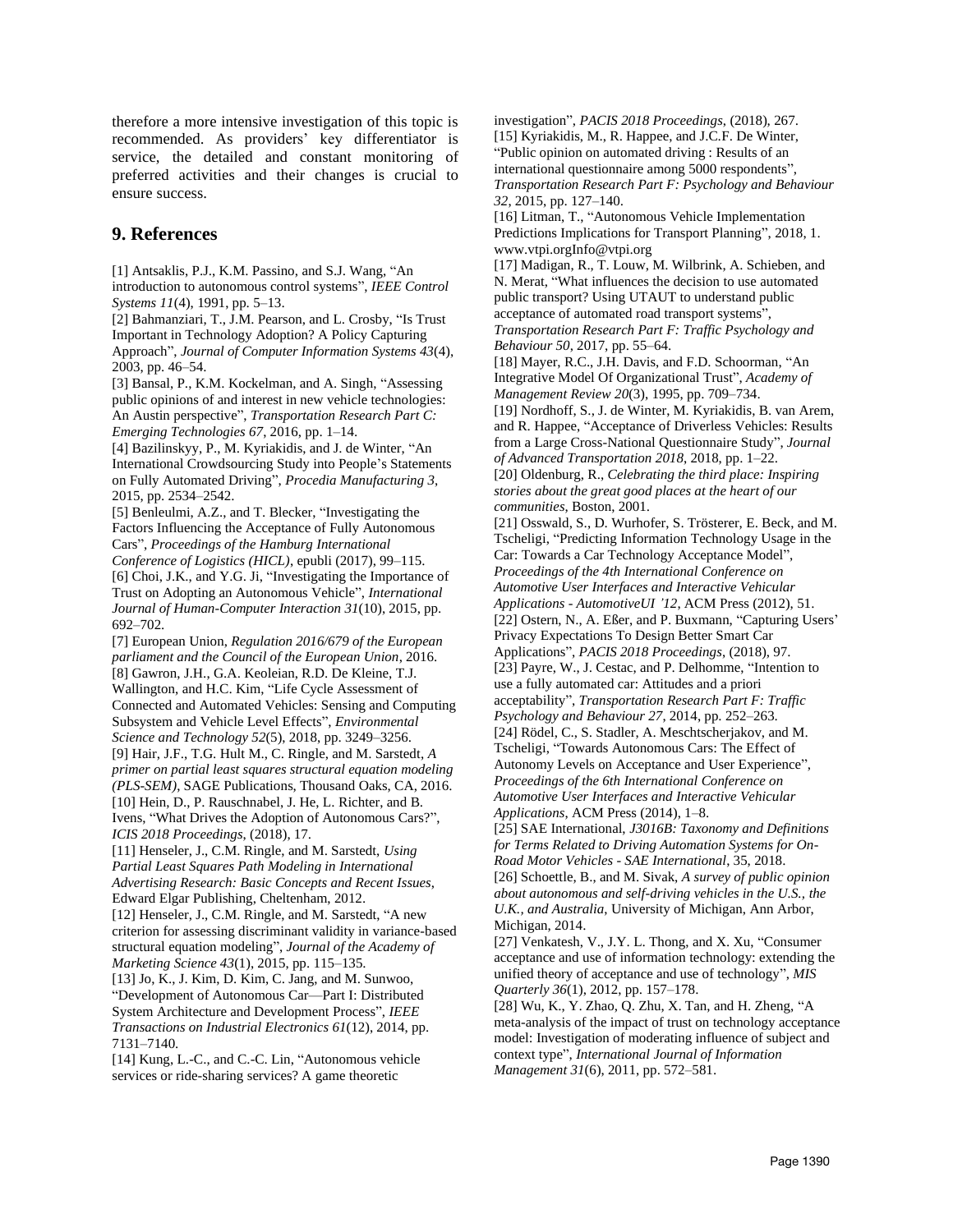therefore a more intensive investigation of this topic is recommended. As providers' key differentiator is service, the detailed and constant monitoring of preferred activities and their changes is crucial to ensure success.

## 9. References

[1] Antsaklis, P.J., K.M. Passino, and S.J. Wang, "An introduction to autonomous control systems", *IEEE Control Systems 11*(4), 1991, pp. 5–13.

[2] Bahmanziari, T., J.M. Pearson, and L. Crosby, "Is Trust Important in Technology Adoption? A Policy Capturing Approach", *Journal of Computer Information Systems 43*(4), 2003, pp. 46–54.

[3] Bansal, P., K.M. Kockelman, and A. Singh, "Assessing public opinions of and interest in new vehicle technologies: An Austin perspective", *Transportation Research Part C: Emerging Technologies 67*, 2016, pp. 1–14.

[4] Bazilinskyy, P., M. Kyriakidis, and J. de Winter, "An International Crowdsourcing Study into People's Statements on Fully Automated Driving", *Procedia Manufacturing 3*, 2015, pp. 2534–2542.

[5] Benleulmi, A.Z., and T. Blecker, "Investigating the Factors Influencing the Acceptance of Fully Autonomous Cars", *Proceedings of the Hamburg International Conference of Logistics (HICL)*, epubli (2017), 99–115.

[6] Choi, J.K., and Y.G. Ji, "Investigating the Importance of Trust on Adopting an Autonomous Vehicle", *International Journal of Human-Computer Interaction 31*(10), 2015, pp. 692–702.

[7] European Union, *Regulation 2016/679 of the European parliament and the Council of the European Union*, 2016.

[8] Gawron, J.H., G.A. Keoleian, R.D. De Kleine, T.J. Wallington, and H.C. Kim, "Life Cycle Assessment of Connected and Automated Vehicles: Sensing and Computing Subsystem and Vehicle Level Effects", *Environmental Science and Technology 52*(5), 2018, pp. 3249–3256.

[9] Hair, J.F., T.G. Hult M., C. Ringle, and M. Sarstedt, *A primer on partial least squares structural equation modeling (PLS-SEM)*, SAGE Publications, Thousand Oaks, CA, 2016.

[10] Hein, D., P. Rauschnabel, J. He, L. Richter, and B. Ivens, "What Drives the Adoption of Autonomous Cars?", *ICIS 2018 Proceedings*, (2018), 17.

[11] Henseler, J., C.M. Ringle, and M. Sarstedt, *Using Partial Least Squares Path Modeling in International Advertising Research: Basic Concepts and Recent Issues*, Edward Elgar Publishing, Cheltenham, 2012.

[12] Henseler, J., C.M. Ringle, and M. Sarstedt, "A new criterion for assessing discriminant validity in variance-based structural equation modeling", *Journal of the Academy of Marketing Science 43*(1), 2015, pp. 115–135.

[13] Jo, K., J. Kim, D. Kim, C. Jang, and M. Sunwoo, "Development of Autonomous Car—Part I: Distributed System Architecture and Development Process", *IEEE Transactions on Industrial Electronics 61*(12), 2014, pp. 7131–7140.

[14] Kung, L.-C., and C.-C. Lin, "Autonomous vehicle services or ride-sharing services? A game theoretic investigation", *PACIS 2018 Proceedings*, (2018), 267.

[15] Kyriakidis, M., R. Happee, and J.C.F. De Winter, "Public opinion on automated driving : Results of an international questionnaire among 5000 respondents", *Transportation Research Part F: Psychology and Behaviour 32*, 2015, pp. 127–140.

[16] Litman, T., "Autonomous Vehicle Implementation Predictions Implications for Transport Planning", 2018, 1. www.vtpi.orgInfo@vtpi.org

[17] Madigan, R., T. Louw, M. Wilbrink, A. Schieben, and N. Merat, "What influences the decision to use automated public transport? Using UTAUT to understand public acceptance of automated road transport systems", *Transportation Research Part F: Traffic Psychology and Behaviour 50*, 2017, pp. 55–64.

[18] Mayer, R.C., J.H. Davis, and F.D. Schoorman, "An Integrative Model Of Organizational Trust", *Academy of Management Review 20*(3), 1995, pp. 709–734.

[19] Nordhoff, S., J. de Winter, M. Kyriakidis, B. van Arem, and R. Happee, "Acceptance of Driverless Vehicles: Results from a Large Cross-National Questionnaire Study", *Journal of Advanced Transportation 2018*, 2018, pp. 1–22.

[20] Oldenburg, R., *Celebrating the third place: Inspiring stories about the great good places at the heart of our communities*, Boston, 2001.

[21] Osswald, S., D. Wurhofer, S. Trösterer, E. Beck, and M. Tscheligi, "Predicting Information Technology Usage in the Car: Towards a Car Technology Acceptance Model", *Proceedings of the 4th International Conference on Automotive User Interfaces and Interactive Vehicular Applications - AutomotiveUI '12*, ACM Press (2012), 51.

[22] Ostern, N., A. Eßer, and P. Buxmann, "Capturing Users' Privacy Expectations To Design Better Smart Car Applications", *PACIS 2018 Proceedings*, (2018), 97.

[23] Payre, W., J. Cestac, and P. Delhomme, "Intention to use a fully automated car: Attitudes and a priori acceptability", *Transportation Research Part F: Traffic Psychology and Behaviour 27*, 2014, pp. 252–263.

[24] Rödel, C., S. Stadler, A. Meschtscherjakov, and M. Tscheligi, "Towards Autonomous Cars: The Effect of Autonomy Levels on Acceptance and User Experience", *Proceedings of the 6th International Conference on Automotive User Interfaces and Interactive Vehicular Applications*, ACM Press (2014), 1–8.

[25] SAE International, *J3016B: Taxonomy and Definitions for Terms Related to Driving Automation Systems for On-Road Motor Vehicles - SAE International*, 35, 2018.

[26] Schoettle, B., and M. Sivak, *A survey of public opinion about autonomous and self-driving vehicles in the U.S., the U.K., and Australia*, University of Michigan, Ann Arbor, Michigan, 2014.

[27] Venkatesh, V., J.Y. L. Thong, and X. Xu, "Consumer acceptance and use of information technology: extending the unified theory of acceptance and use of technology", *MIS Quarterly 36*(1), 2012, pp. 157–178.

[28] Wu, K., Y. Zhao, Q. Zhu, X. Tan, and H. Zheng, "A meta-analysis of the impact of trust on technology acceptance model: Investigation of moderating influence of subject and context type", *International Journal of Information Management 31*(6), 2011, pp. 572–581.